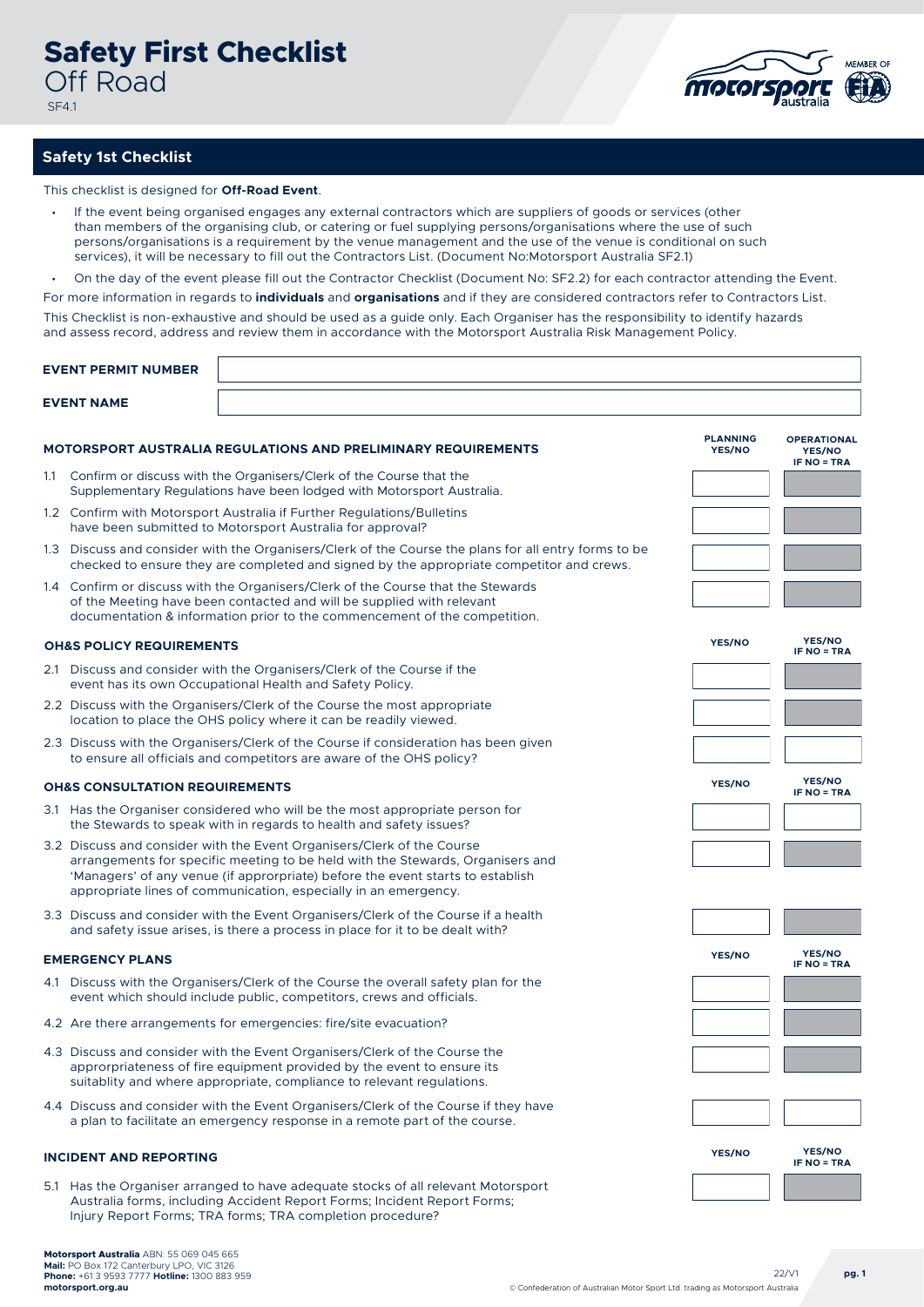# Safety First Checklist
Off Road

SF4.1

## Safety 1st Checklist

This checklist is designed for **Off-Road Event**.

- If the event being organised engages any external contractors which are suppliers of goods or services (other than members of the organising club, or catering or fuel supplying persons/organisations where the use of such persons/organisations is a requirement by the venue management and the use of the venue is conditional on such services), it will be necessary to fill out the Contractors List. (Document No:Motorsport Australia SF2.1)
- On the day of the event please fill out the Contractor Checklist (Document No: SF2.2) for each contractor attending the Event.

For more information in regards to **individuals** and **organisations** and if they are considered contractors refer to Contractors List.

This Checklist is non-exhaustive and should be used as a guide only. Each Organiser has the responsibility to identify hazards and assess record, address and review them in accordance with the Motorsport Australia Risk Management Policy.

| | |
|---|---|
| **EVENT PERMIT NUMBER** | |
| **EVENT NAME** | |

| **MOTORSPORT AUSTRALIA REGULATIONS AND PRELIMINARY REQUIREMENTS** | **PLANNING YES/NO** | **OPERATIONAL YES/NO IF NO = TRA** |
|---|---|---|
| 1.1 Confirm or discuss with the Organisers/Clerk of the Course that the Supplementary Regulations have been lodged with Motorsport Australia. | | |
| 1.2 Confirm with Motorsport Australia if Further Regulations/Bulletins have been submitted to Motorsport Australia for approval? | | |
| 1.3 Discuss and consider with the Organisers/Clerk of the Course the plans for all entry forms to be checked to ensure they are completed and signed by the appropriate competitor and crews. | | |
| 1.4 Confirm or discuss with the Organisers/Clerk of the Course that the Stewards of the Meeting have been contacted and will be supplied with relevant documentation & information prior to the commencement of the competition. | | |

| **OH&S POLICY REQUIREMENTS** | **YES/NO** | **YES/NO IF NO = TRA** |
|---|---|---|
| 2.1 Discuss and consider with the Organisers/Clerk of the Course if the event has its own Occupational Health and Safety Policy. | | |
| 2.2 Discuss with the Organisers/Clerk of the Course the most appropriate location to place the OHS policy where it can be readily viewed. | | |
| 2.3 Discuss with the Organisers/Clerk of the Course if consideration has been given to ensure all officials and competitors are aware of the OHS policy? | | |

| **OH&S CONSULTATION REQUIREMENTS** | **YES/NO** | **YES/NO IF NO = TRA** |
|---|---|---|
| 3.1 Has the Organiser considered who will be the most appropriate person for the Stewards to speak with in regards to health and safety issues? | | |
| 3.2 Discuss and consider with the Event Organisers/Clerk of the Course arrangements for specific meeting to be held with the Stewards, Organisers and 'Managers' of any venue (if approrpriate) before the event starts to establish appropriate lines of communication, especially in an emergency. | | |
| 3.3 Discuss and consider with the Event Organisers/Clerk of the Course if a health and safety issue arises, is there a process in place for it to be dealt with? | | |

| **EMERGENCY PLANS** | **YES/NO** | **YES/NO IF NO = TRA** |
|---|---|---|
| 4.1 Discuss with the Organisers/Clerk of the Course the overall safety plan for the event which should include public, competitors, crews and officials. | | |
| 4.2 Are there arrangements for emergencies: fire/site evacuation? | | |
| 4.3 Discuss and consider with the Event Organisers/Clerk of the Course the approrpriateness of fire equipment provided by the event to ensure its suitablity and where appropriate, compliance to relevant regulations. | | |
| 4.4 Discuss and consider with the Event Organisers/Clerk of the Course if they have a plan to facilitate an emergency response in a remote part of the course. | | |

| **INCIDENT AND REPORTING** | **YES/NO** | **YES/NO IF NO = TRA** |
|---|---|---|
| 5.1 Has the Organiser arranged to have adequate stocks of all relevant Motorsport Australia forms, including Accident Report Forms; Incident Report Forms; Injury Report Forms; TRA forms; TRA completion procedure? | | |

**Motorsport Australia** ABN: 55 069 045 665
**Mail:** PO Box 172 Canterbury LPO, VIC 3126
**Phone:** +61 3 9593 7777 **Hotline:** 1300 883 959
**motorsport.org.au**

22/V1

© Confederation of Australian Motor Sport Ltd. trading as Motorsport Australia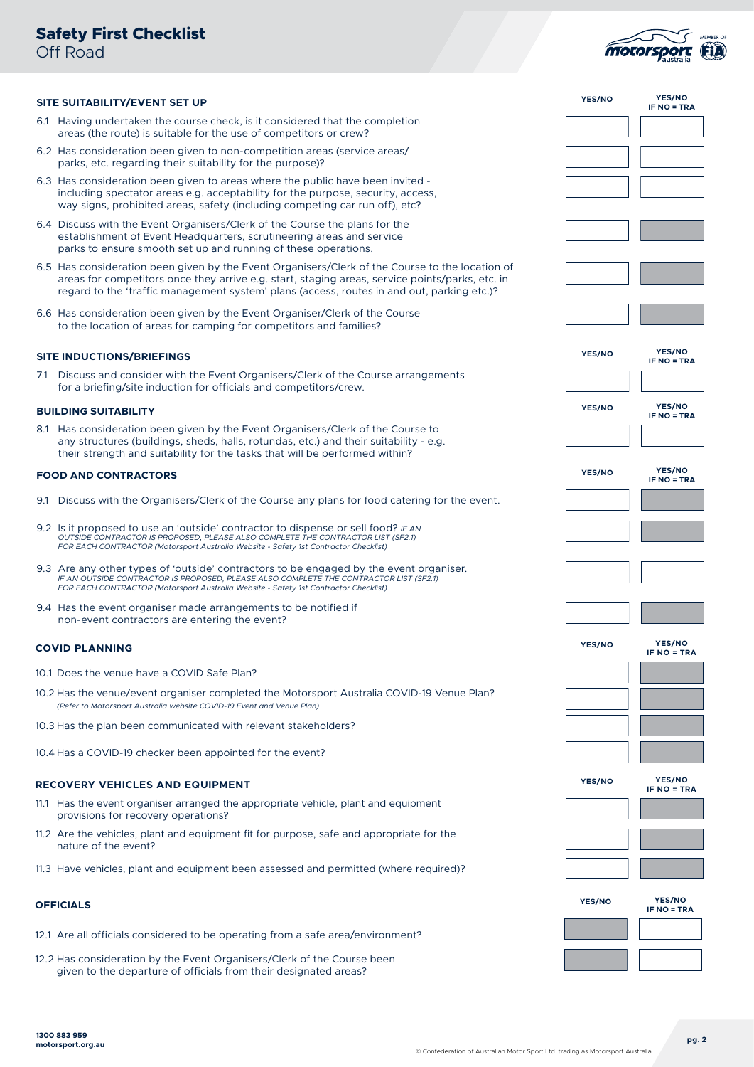# Safety First Checklist
Off Road

| SITE SUITABILITY/EVENT SET UP | YES/NO | YES/NO IF NO = TRA |
|---|---|---|
| 6.1 Having undertaken the course check, is it considered that the completion areas (the route) is suitable for the use of competitors or crew? | | |
| 6.2 Has consideration been given to non-competition areas (service areas/ parks, etc. regarding their suitability for the purpose)? | | |
| 6.3 Has consideration been given to areas where the public have been invited - including spectator areas e.g. acceptability for the purpose, security, access, way signs, prohibited areas, safety (including competing car run off), etc? | | |
| 6.4 Discuss with the Event Organisers/Clerk of the Course the plans for the establishment of Event Headquarters, scrutineering areas and service parks to ensure smooth set up and running of these operations. | | |
| 6.5 Has consideration been given by the Event Organisers/Clerk of the Course to the location of areas for competitors once they arrive e.g. start, staging areas, service points/parks, etc. in regard to the 'traffic management system' plans (access, routes in and out, parking etc.)? | | |
| 6.6 Has consideration been given by the Event Organiser/Clerk of the Course to the location of areas for camping for competitors and families? | | |

| SITE INDUCTIONS/BRIEFINGS | YES/NO | YES/NO IF NO = TRA |
|---|---|---|
| 7.1 Discuss and consider with the Event Organisers/Clerk of the Course arrangements for a briefing/site induction for officials and competitors/crew. | | |

| BUILDING SUITABILITY | YES/NO | YES/NO IF NO = TRA |
|---|---|---|
| 8.1 Has consideration been given by the Event Organisers/Clerk of the Course to any structures (buildings, sheds, halls, rotundas, etc.) and their suitability - e.g. their strength and suitability for the tasks that will be performed within? | | |

| FOOD AND CONTRACTORS | YES/NO | YES/NO IF NO = TRA |
|---|---|---|
| 9.1 Discuss with the Organisers/Clerk of the Course any plans for food catering for the event. | | |
| 9.2 Is it proposed to use an 'outside' contractor to dispense or sell food? *IF AN OUTSIDE CONTRACTOR IS PROPOSED, PLEASE ALSO COMPLETE THE CONTRACTOR LIST (SF2.1) FOR EACH CONTRACTOR (Motorsport Australia Website - Safety 1st Contractor Checklist)* | | |
| 9.3 Are any other types of 'outside' contractors to be engaged by the event organiser. *IF AN OUTSIDE CONTRACTOR IS PROPOSED, PLEASE ALSO COMPLETE THE CONTRACTOR LIST (SF2.1) FOR EACH CONTRACTOR (Motorsport Australia Website - Safety 1st Contractor Checklist)* | | |
| 9.4 Has the event organiser made arrangements to be notified if non-event contractors are entering the event? | | |

| COVID PLANNING | YES/NO | YES/NO IF NO = TRA |
|---|---|---|
| 10.1 Does the venue have a COVID Safe Plan? | | |
| 10.2 Has the venue/event organiser completed the Motorsport Australia COVID-19 Venue Plan? *(Refer to Motorsport Australia website COVID-19 Event and Venue Plan)* | | |
| 10.3 Has the plan been communicated with relevant stakeholders? | | |
| 10.4 Has a COVID-19 checker been appointed for the event? | | |

| RECOVERY VEHICLES AND EQUIPMENT | YES/NO | YES/NO IF NO = TRA |
|---|---|---|
| 11.1 Has the event organiser arranged the appropriate vehicle, plant and equipment provisions for recovery operations? | | |
| 11.2 Are the vehicles, plant and equipment fit for purpose, safe and appropriate for the nature of the event? | | |
| 11.3 Have vehicles, plant and equipment been assessed and permitted (where required)? | | |

| OFFICIALS | YES/NO | YES/NO IF NO = TRA |
|---|---|---|
| 12.1 Are all officials considered to be operating from a safe area/environment? | | |
| 12.2 Has consideration by the Event Organisers/Clerk of the Course been given to the departure of officials from their designated areas? | | |

1300 883 959
motorsport.org.au

© Confederation of Australian Motor Sport Ltd. trading as Motorsport Australia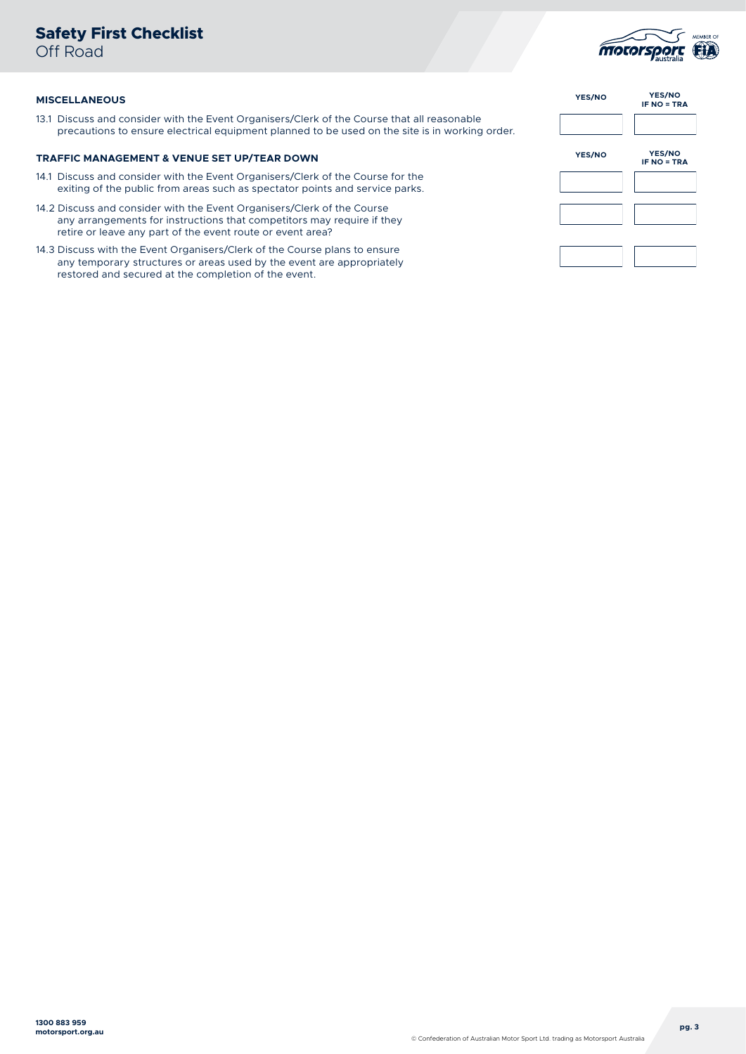# Safety First Checklist
Off Road

| MISCELLANEOUS | YES/NO | YES/NO IF NO = TRA |
|---|---|---|
| 13.1 Discuss and consider with the Event Organisers/Clerk of the Course that all reasonable precautions to ensure electrical equipment planned to be used on the site is in working order. | | |

| TRAFFIC MANAGEMENT & VENUE SET UP/TEAR DOWN | YES/NO | YES/NO IF NO = TRA |
|---|---|---|
| 14.1 Discuss and consider with the Event Organisers/Clerk of the Course for the exiting of the public from areas such as spectator points and service parks. | | |
| 14.2 Discuss and consider with the Event Organisers/Clerk of the Course any arrangements for instructions that competitors may require if they retire or leave any part of the event route or event area? | | |
| 14.3 Discuss with the Event Organisers/Clerk of the Course plans to ensure any temporary structures or areas used by the event are appropriately restored and secured at the completion of the event. | | |

1300 883 959
motorsport.org.au

© Confederation of Australian Motor Sport Ltd. trading as Motorsport Australia